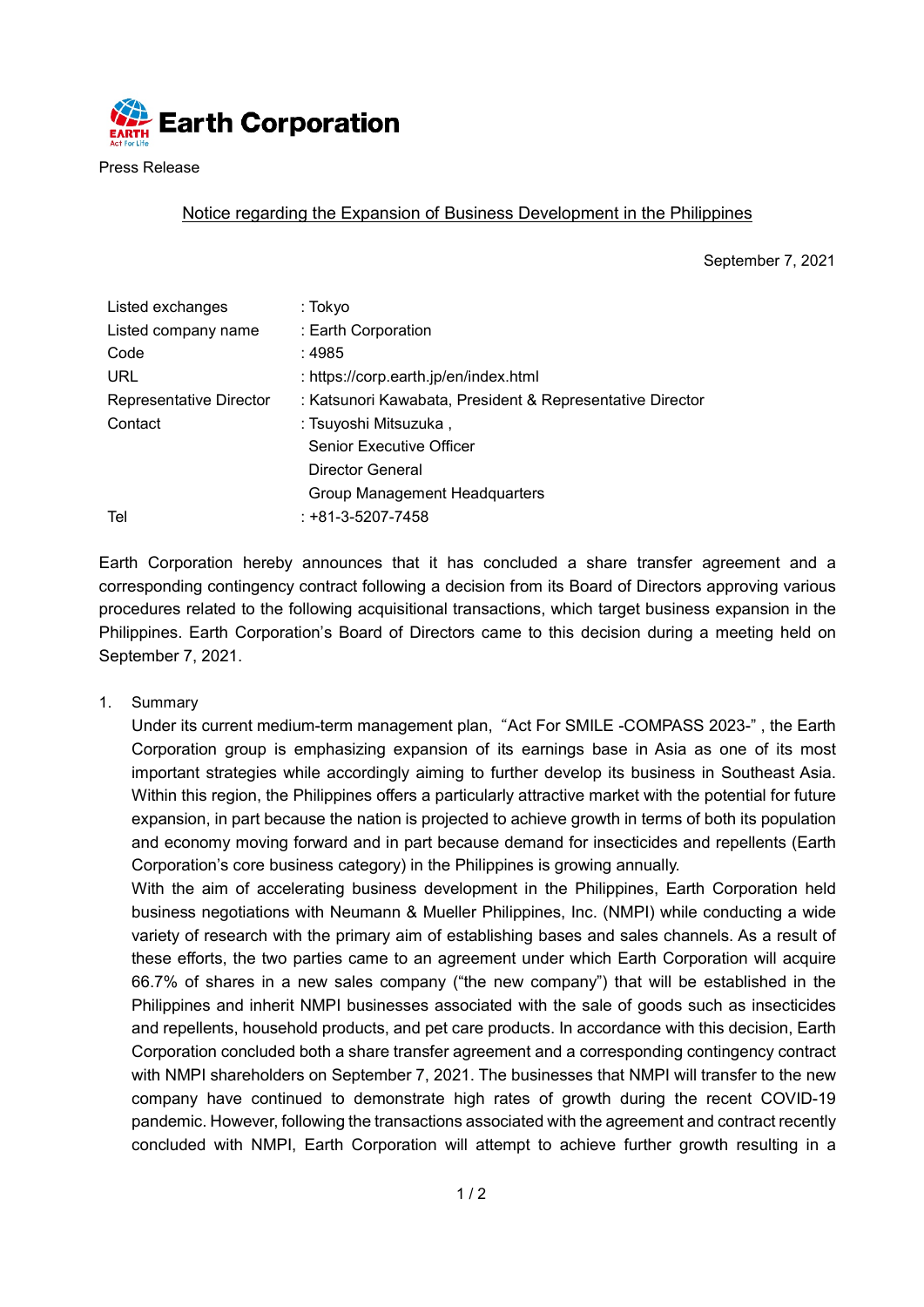# Earth Corporation

Press Release

## Notice regarding the Expansion of Business Development in the Philippines

September 7, 2021

| | |
|---|---|
| Listed exchanges | : Tokyo |
| Listed company name | : Earth Corporation |
| Code | : 4985 |
| URL | : https://corp.earth.jp/en/index.html |
| Representative Director | : Katsunori Kawabata, President & Representative Director |
| Contact | : Tsuyoshi Mitsuzuka , Senior Executive Officer Director General Group Management Headquarters |
| Tel | : +81-3-5207-7458 |

Earth Corporation hereby announces that it has concluded a share transfer agreement and a corresponding contingency contract following a decision from its Board of Directors approving various procedures related to the following acquisitional transactions, which target business expansion in the Philippines. Earth Corporation's Board of Directors came to this decision during a meeting held on September 7, 2021.

1. Summary

   Under its current medium-term management plan, "Act For SMILE -COMPASS 2023-" , the Earth Corporation group is emphasizing expansion of its earnings base in Asia as one of its most important strategies while accordingly aiming to further develop its business in Southeast Asia. Within this region, the Philippines offers a particularly attractive market with the potential for future expansion, in part because the nation is projected to achieve growth in terms of both its population and economy moving forward and in part because demand for insecticides and repellents (Earth Corporation's core business category) in the Philippines is growing annually.

   With the aim of accelerating business development in the Philippines, Earth Corporation held business negotiations with Neumann & Mueller Philippines, Inc. (NMPI) while conducting a wide variety of research with the primary aim of establishing bases and sales channels. As a result of these efforts, the two parties came to an agreement under which Earth Corporation will acquire 66.7% of shares in a new sales company ("the new company") that will be established in the Philippines and inherit NMPI businesses associated with the sale of goods such as insecticides and repellents, household products, and pet care products. In accordance with this decision, Earth Corporation concluded both a share transfer agreement and a corresponding contingency contract with NMPI shareholders on September 7, 2021. The businesses that NMPI will transfer to the new company have continued to demonstrate high rates of growth during the recent COVID-19 pandemic. However, following the transactions associated with the agreement and contract recently concluded with NMPI, Earth Corporation will attempt to achieve further growth resulting in a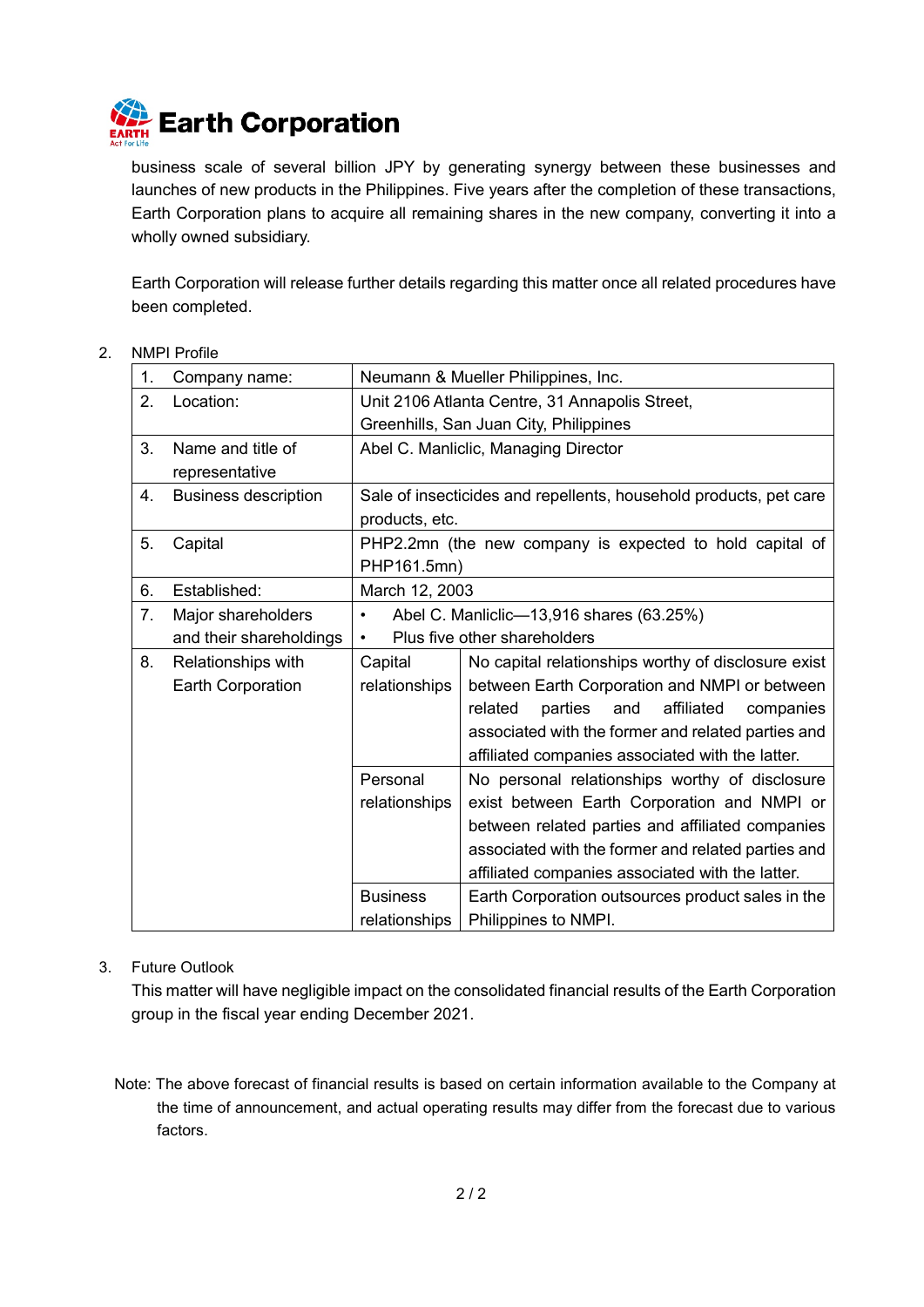business scale of several billion JPY by generating synergy between these businesses and launches of new products in the Philippines. Five years after the completion of these transactions, Earth Corporation plans to acquire all remaining shares in the new company, converting it into a wholly owned subsidiary.

Earth Corporation will release further details regarding this matter once all related procedures have been completed.

2. NMPI Profile

| | | |
|---|---|---|
| 1. Company name: | Neumann & Mueller Philippines, Inc. | |
| 2. Location: | Unit 2106 Atlanta Centre, 31 Annapolis Street, Greenhills, San Juan City, Philippines | |
| 3. Name and title of representative | Abel C. Manliclic, Managing Director | |
| 4. Business description | Sale of insecticides and repellents, household products, pet care products, etc. | |
| 5. Capital | PHP2.2mn (the new company is expected to hold capital of PHP161.5mn) | |
| 6. Established: | March 12, 2003 | |
| 7. Major shareholders and their shareholdings | • Abel C. Manliclic—13,916 shares (63.25%)<br>• Plus five other shareholders | |
| 8. Relationships with Earth Corporation | Capital relationships | No capital relationships worthy of disclosure exist between Earth Corporation and NMPI or between related parties and affiliated companies associated with the former and related parties and affiliated companies associated with the latter. |
| | Personal relationships | No personal relationships worthy of disclosure exist between Earth Corporation and NMPI or between related parties and affiliated companies associated with the former and related parties and affiliated companies associated with the latter. |
| | Business relationships | Earth Corporation outsources product sales in the Philippines to NMPI. |

3. Future Outlook

This matter will have negligible impact on the consolidated financial results of the Earth Corporation group in the fiscal year ending December 2021.

Note: The above forecast of financial results is based on certain information available to the Company at the time of announcement, and actual operating results may differ from the forecast due to various factors.